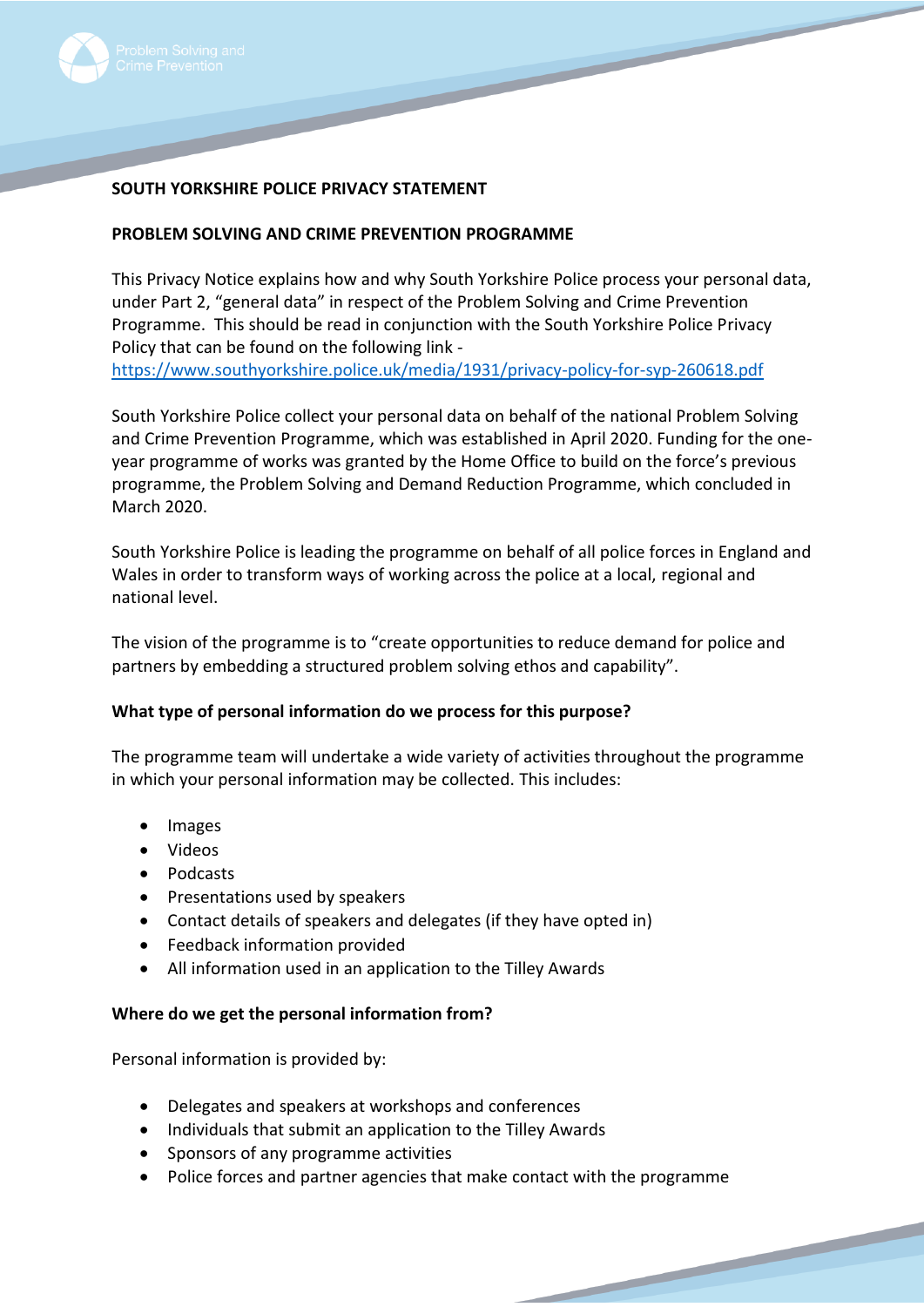**SOUTH YORKSHIRE POLICE PRIVACY STATEMENT**

**PROBLEM SOLVING AND CRIME PREVENTION PROGRAMME**

This Privacy Notice explains how and why South Yorkshire Police process your personal data, under Part 2, "general data" in respect of the Problem Solving and Crime Prevention Programme. This should be read in conjunction with the South Yorkshire Police Privacy Policy that can be found on the following link - https://www.southyorkshire.police.uk/media/1931/privacy-policy-for-syp-260618.pdf

South Yorkshire Police collect your personal data on behalf of the national Problem Solving and Crime Prevention Programme, which was established in April 2020. Funding for the one-year programme of works was granted by the Home Office to build on the force's previous programme, the Problem Solving and Demand Reduction Programme, which concluded in March 2020.

South Yorkshire Police is leading the programme on behalf of all police forces in England and Wales in order to transform ways of working across the police at a local, regional and national level.

The vision of the programme is to "create opportunities to reduce demand for police and partners by embedding a structured problem solving ethos and capability".

**What type of personal information do we process for this purpose?**

The programme team will undertake a wide variety of activities throughout the programme in which your personal information may be collected. This includes:

- Images
- Videos
- Podcasts
- Presentations used by speakers
- Contact details of speakers and delegates (if they have opted in)
- Feedback information provided
- All information used in an application to the Tilley Awards

**Where do we get the personal information from?**

Personal information is provided by:

- Delegates and speakers at workshops and conferences
- Individuals that submit an application to the Tilley Awards
- Sponsors of any programme activities
- Police forces and partner agencies that make contact with the programme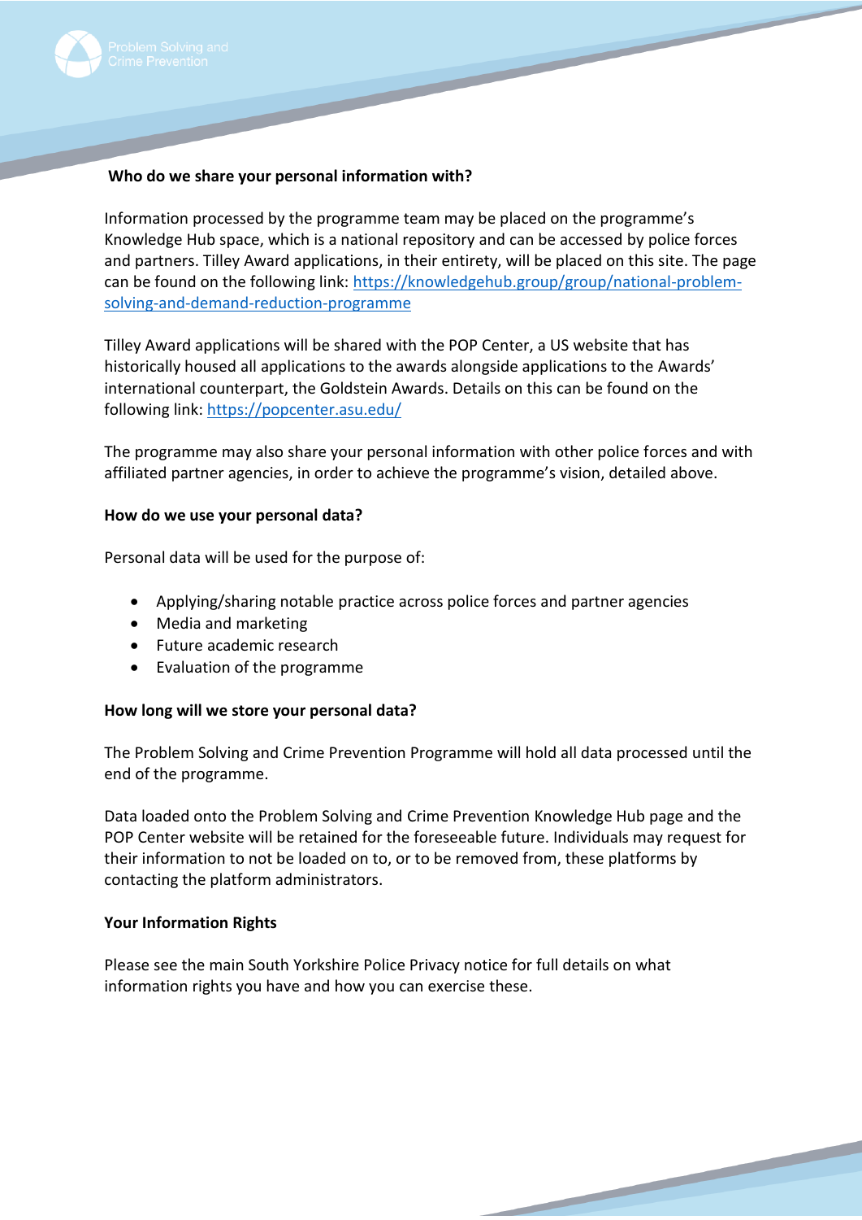## Who do we share your personal information with?

Information processed by the programme team may be placed on the programme's Knowledge Hub space, which is a national repository and can be accessed by police forces and partners. Tilley Award applications, in their entirety, will be placed on this site. The page can be found on the following link: https://knowledgehub.group/group/national-problem-solving-and-demand-reduction-programme

Tilley Award applications will be shared with the POP Center, a US website that has historically housed all applications to the awards alongside applications to the Awards' international counterpart, the Goldstein Awards. Details on this can be found on the following link: https://popcenter.asu.edu/

The programme may also share your personal information with other police forces and with affiliated partner agencies, in order to achieve the programme's vision, detailed above.

## How do we use your personal data?

Personal data will be used for the purpose of:

- Applying/sharing notable practice across police forces and partner agencies
- Media and marketing
- Future academic research
- Evaluation of the programme

## How long will we store your personal data?

The Problem Solving and Crime Prevention Programme will hold all data processed until the end of the programme.

Data loaded onto the Problem Solving and Crime Prevention Knowledge Hub page and the POP Center website will be retained for the foreseeable future. Individuals may request for their information to not be loaded on to, or to be removed from, these platforms by contacting the platform administrators.

## Your Information Rights

Please see the main South Yorkshire Police Privacy notice for full details on what information rights you have and how you can exercise these.